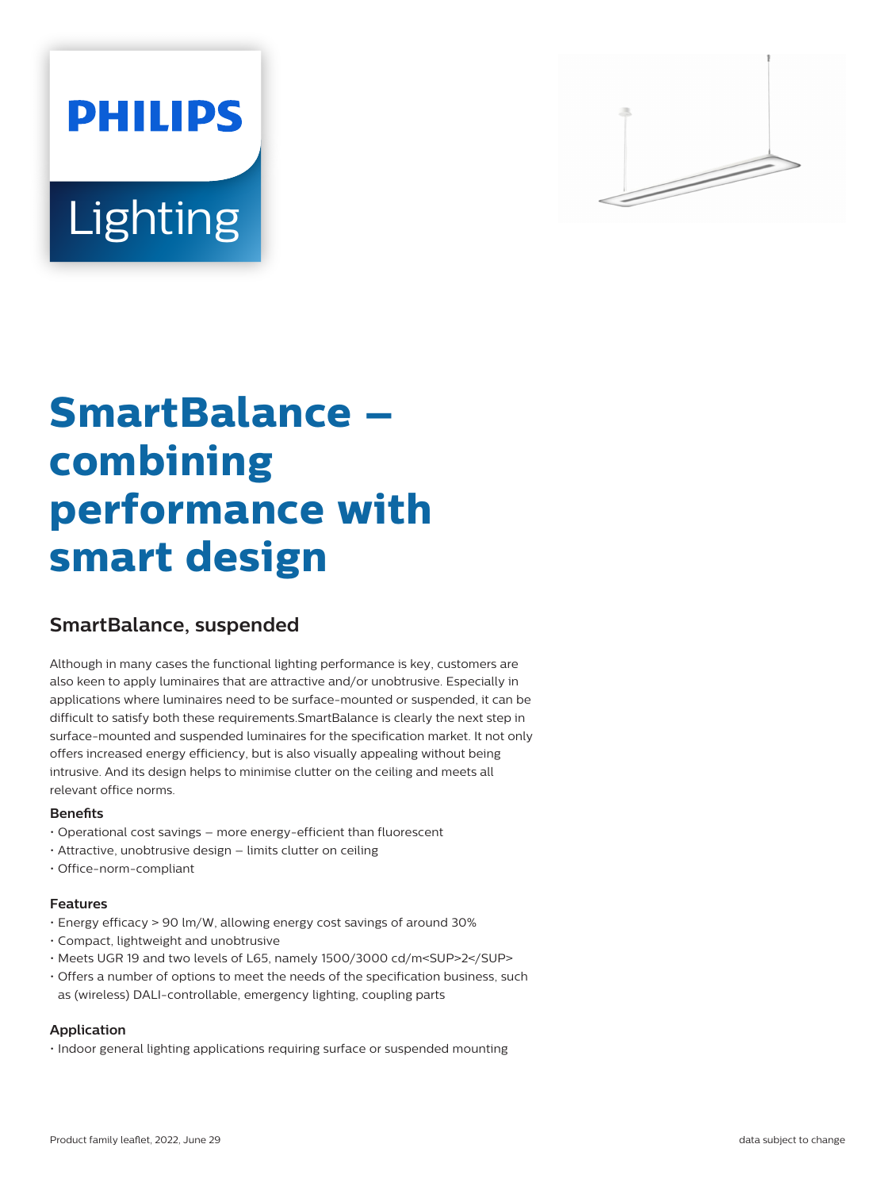PHILIPS

Lighting

# SmartBalance – combining performance with smart design

## SmartBalance, suspended

Although in many cases the functional lighting performance is key, customers are also keen to apply luminaires that are attractive and/or unobtrusive. Especially in applications where luminaires need to be surface-mounted or suspended, it can be difficult to satisfy both these requirements.SmartBalance is clearly the next step in surface-mounted and suspended luminaires for the specification market. It not only offers increased energy efficiency, but is also visually appealing without being intrusive. And its design helps to minimise clutter on the ceiling and meets all relevant office norms.

#### Benefits

- Operational cost savings – more energy-efficient than fluorescent
- Attractive, unobtrusive design – limits clutter on ceiling
- Office-norm-compliant

#### Features

- Energy efficacy > 90 lm/W, allowing energy cost savings of around 30%
- Compact, lightweight and unobtrusive
- Meets UGR 19 and two levels of L65, namely 1500/3000 cd/m<SUP>2</SUP>
- Offers a number of options to meet the needs of the specification business, such as (wireless) DALI-controllable, emergency lighting, coupling parts

#### Application

- Indoor general lighting applications requiring surface or suspended mounting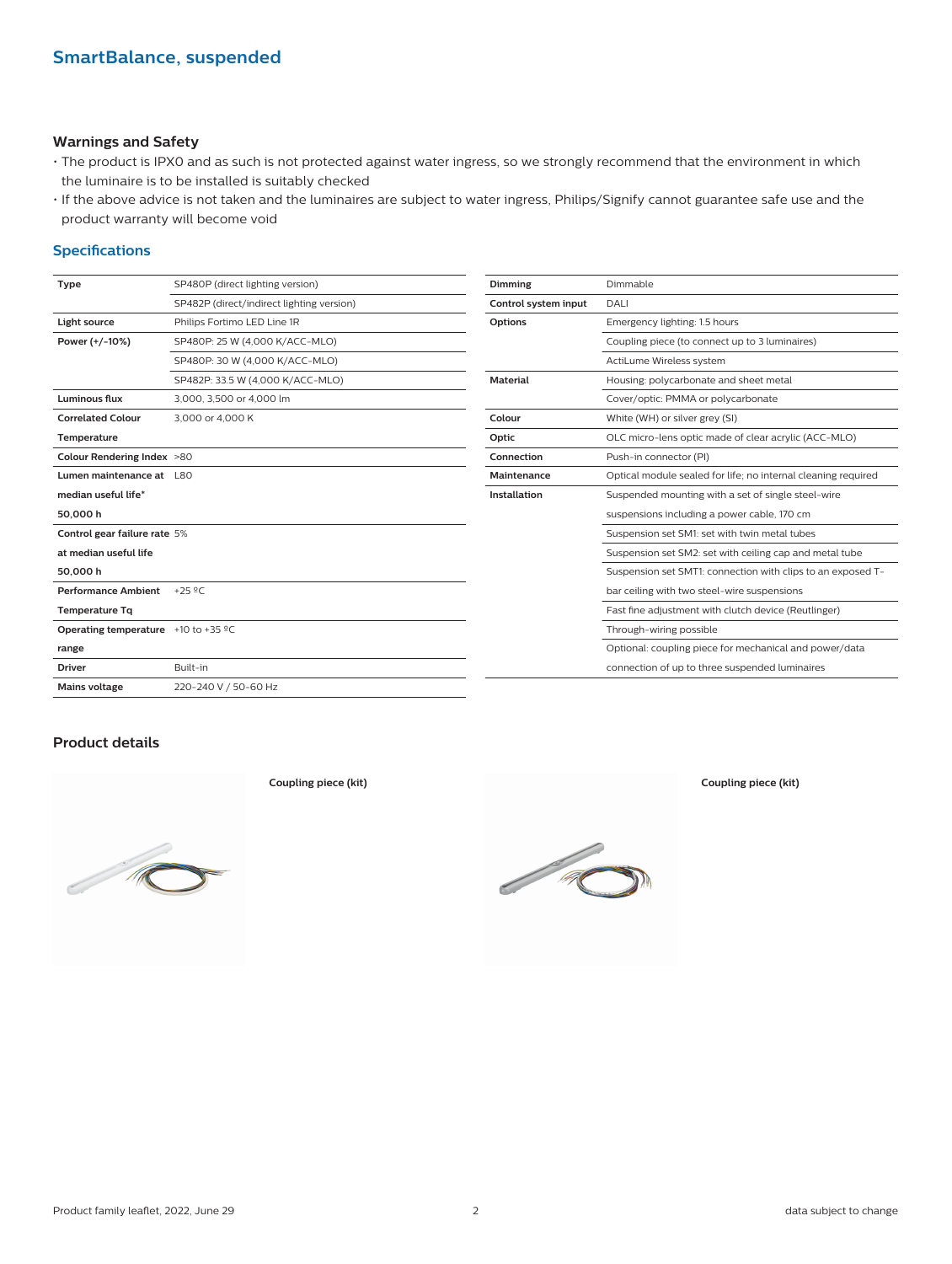## SmartBalance, suspended

### Warnings and Safety

- The product is IPX0 and as such is not protected against water ingress, so we strongly recommend that the environment in which the luminaire is to be installed is suitably checked
- If the above advice is not taken and the luminaires are subject to water ingress, Philips/Signify cannot guarantee safe use and the product warranty will become void

### Specifications

| | |
|---|---|
| **Type** | SP480P (direct lighting version) |
| | SP482P (direct/indirect lighting version) |
| **Light source** | Philips Fortimo LED Line 1R |
| **Power (+/-10%)** | SP480P: 25 W (4,000 K/ACC-MLO) |
| | SP480P: 30 W (4,000 K/ACC-MLO) |
| | SP482P: 33.5 W (4,000 K/ACC-MLO) |
| **Luminous flux** | 3,000, 3,500 or 4,000 lm |
| **Correlated Colour Temperature** | 3,000 or 4,000 K |
| **Colour Rendering Index** | >80 |
| **Lumen maintenance at median useful life* 50,000 h** | L80 |
| **Control gear failure rate at median useful life 50,000 h** | 5% |
| **Performance Ambient Temperature Tq** | +25 ºC |
| **Operating temperature range** | +10 to +35 ºC |
| **Driver** | Built-in |
| **Mains voltage** | 220-240 V / 50-60 Hz |

| | |
|---|---|
| **Dimming** | Dimmable |
| **Control system input** | DALI |
| **Options** | Emergency lighting: 1.5 hours |
| | Coupling piece (to connect up to 3 luminaires) |
| | ActiLume Wireless system |
| **Material** | Housing: polycarbonate and sheet metal |
| | Cover/optic: PMMA or polycarbonate |
| **Colour** | White (WH) or silver grey (SI) |
| **Optic** | OLC micro-lens optic made of clear acrylic (ACC-MLO) |
| **Connection** | Push-in connector (PI) |
| **Maintenance** | Optical module sealed for life; no internal cleaning required |
| **Installation** | Suspended mounting with a set of single steel-wire suspensions including a power cable, 170 cm |
| | Suspension set SM1: set with twin metal tubes |
| | Suspension set SM2: set with ceiling cap and metal tube |
| | Suspension set SMT1: connection with clips to an exposed T-bar ceiling with two steel-wire suspensions |
| | Fast fine adjustment with clutch device (Reutlinger) |
| | Through-wiring possible |
| | Optional: coupling piece for mechanical and power/data connection of up to three suspended luminaires |

### Product details

**Coupling piece (kit)**

**Coupling piece (kit)**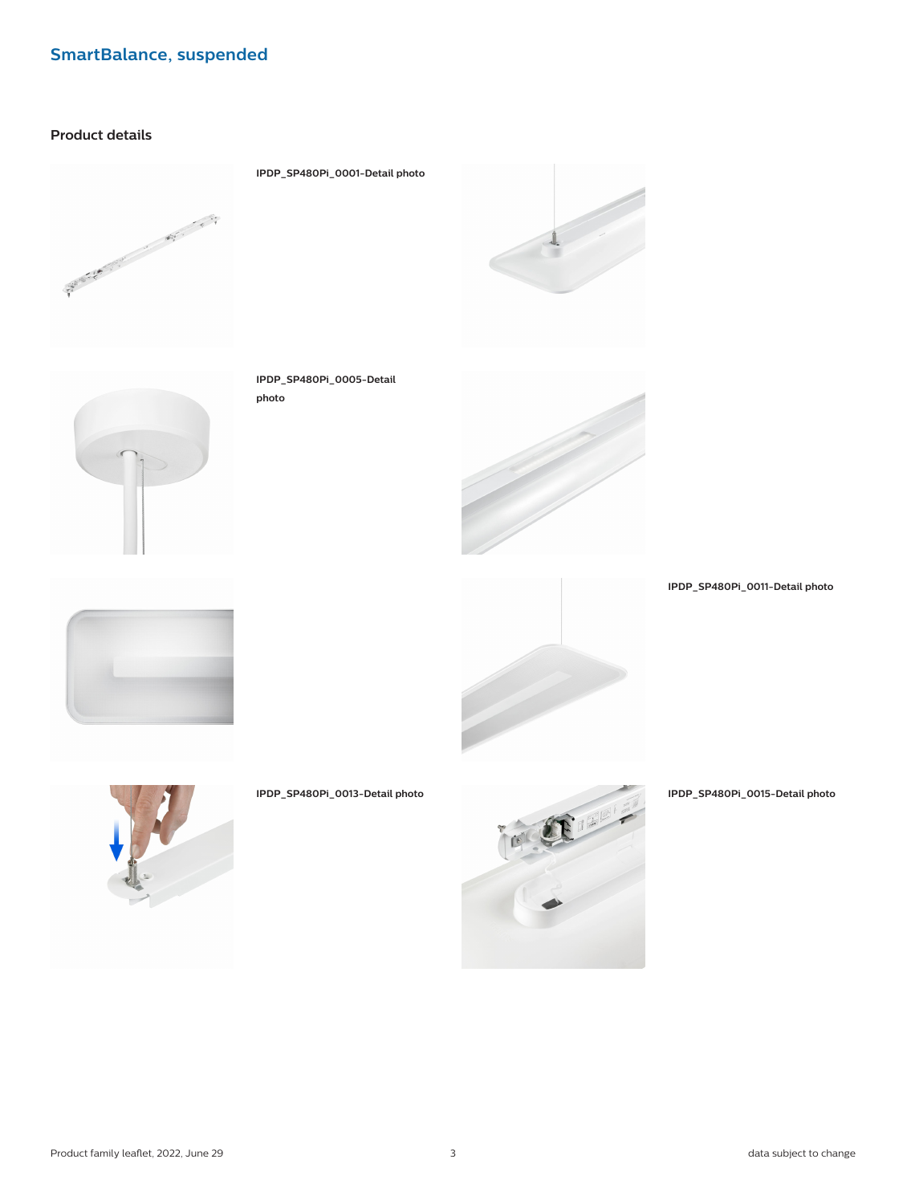## SmartBalance, suspended

### Product details

IPDP_SP480Pi_0001-Detail photo

IPDP_SP480Pi_0005-Detail photo

IPDP_SP480Pi_0011-Detail photo

IPDP_SP480Pi_0013-Detail photo

IPDP_SP480Pi_0015-Detail photo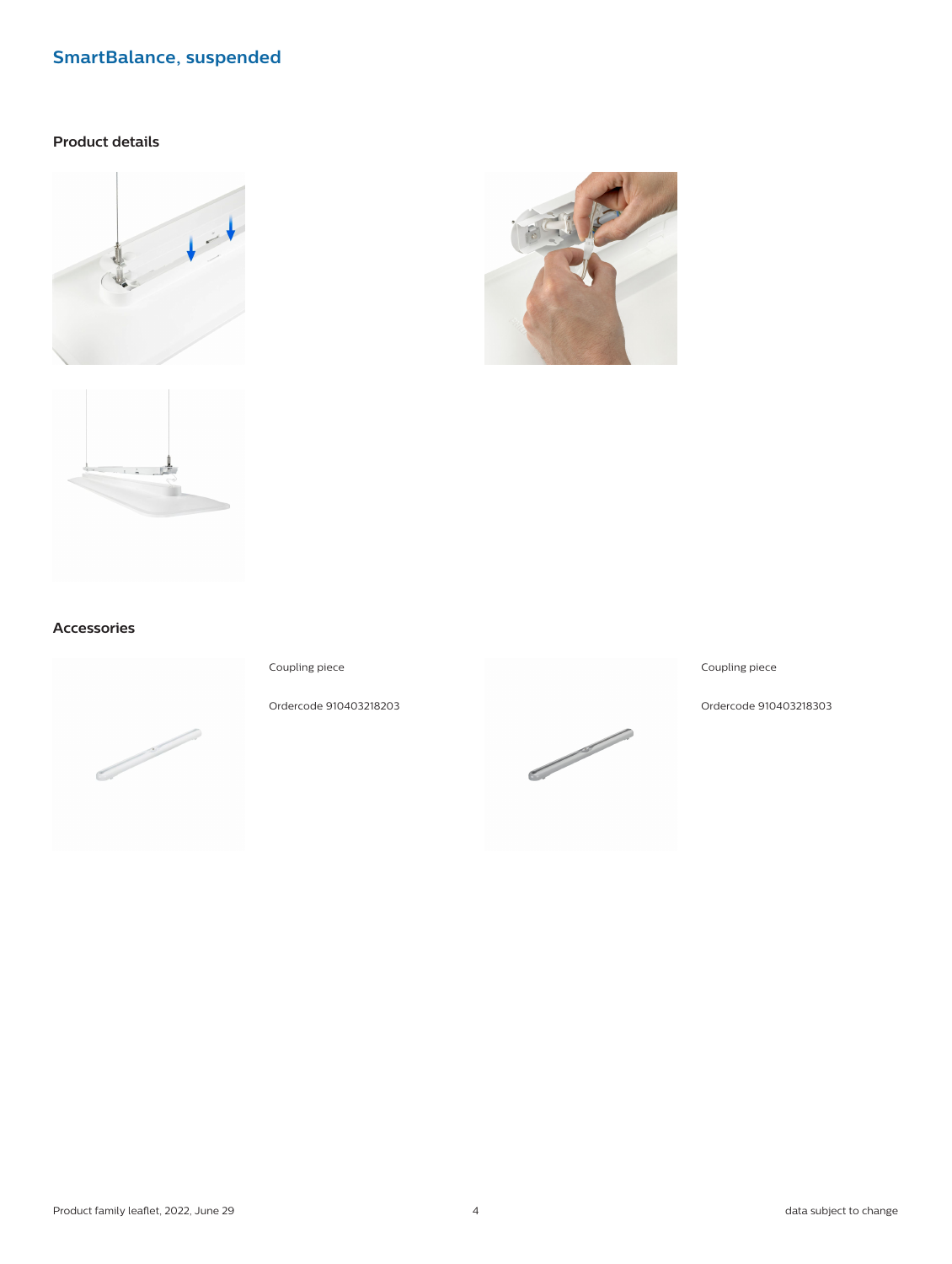## SmartBalance, suspended

### Product details

### Accessories

Coupling piece

Ordercode 910403218203

Coupling piece

Ordercode 910403218303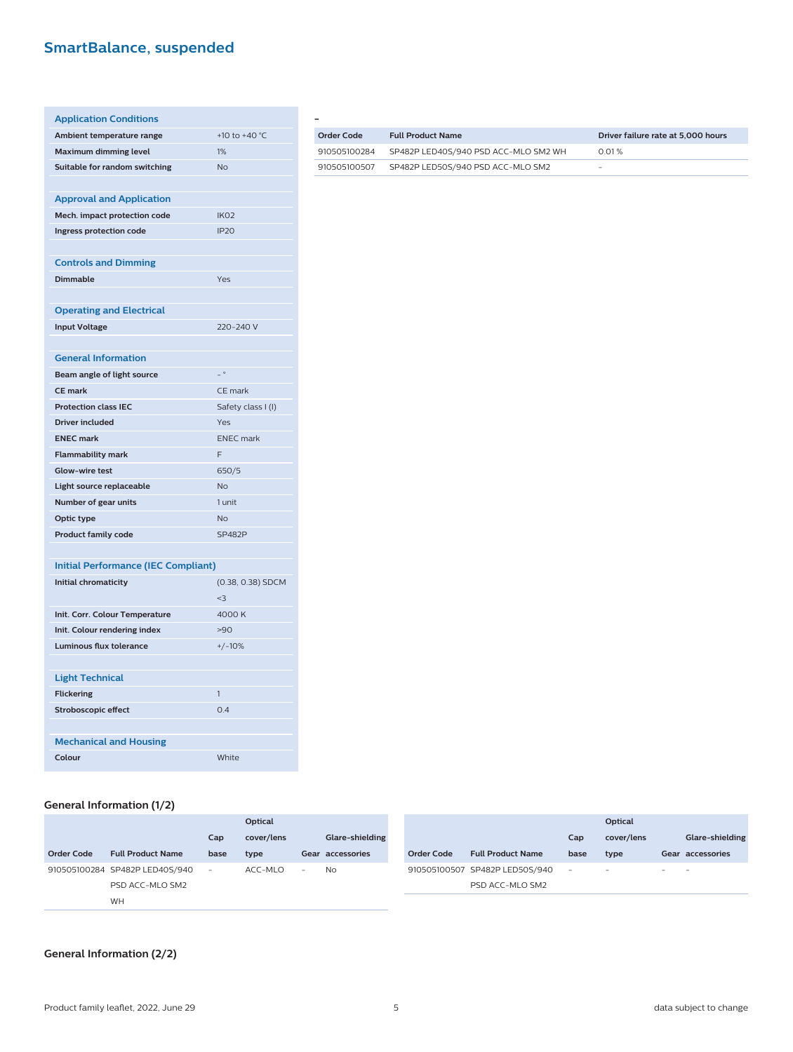## SmartBalance, suspended

| Application Conditions | |
|---|---|
| **Ambient temperature range** | +10 to +40 °C |
| **Maximum dimming level** | 1% |
| **Suitable for random switching** | No |

| Approval and Application | |
|---|---|
| **Mech. impact protection code** | IK02 |
| **Ingress protection code** | IP20 |

| Controls and Dimming | |
|---|---|
| **Dimmable** | Yes |

| Operating and Electrical | |
|---|---|
| **Input Voltage** | 220-240 V |

| General Information | |
|---|---|
| **Beam angle of light source** | - ° |
| **CE mark** | CE mark |
| **Protection class IEC** | Safety class I (I) |
| **Driver included** | Yes |
| **ENEC mark** | ENEC mark |
| **Flammability mark** | F |
| **Glow-wire test** | 650/5 |
| **Light source replaceable** | No |
| **Number of gear units** | 1 unit |
| **Optic type** | No |
| **Product family code** | SP482P |

| Initial Performance (IEC Compliant) | |
|---|---|
| **Initial chromaticity** | (0.38, 0.38) SDCM <3 |
| **Init. Corr. Colour Temperature** | 4000 K |
| **Init. Colour rendering index** | >90 |
| **Luminous flux tolerance** | +/-10% |

| Light Technical | |
|---|---|
| **Flickering** | 1 |
| **Stroboscopic effect** | 0.4 |

| Mechanical and Housing | |
|---|---|
| **Colour** | White |

-

| Order Code | Full Product Name | Driver failure rate at 5,000 hours |
|---|---|---|
| 910505100284 | SP482P LED40S/940 PSD ACC-MLO SM2 WH | 0.01 % |
| 910505100507 | SP482P LED50S/940 PSD ACC-MLO SM2 | - |

### General Information (1/2)

| Order Code | Full Product Name | Cap base | Optical cover/lens type | Gear | Glare-shielding accessories |
|---|---|---|---|---|---|
| 910505100284 | SP482P LED40S/940 PSD ACC-MLO SM2 WH | - | ACC-MLO | - | No |
| 910505100507 | SP482P LED50S/940 PSD ACC-MLO SM2 | - | - | - | - |

### General Information (2/2)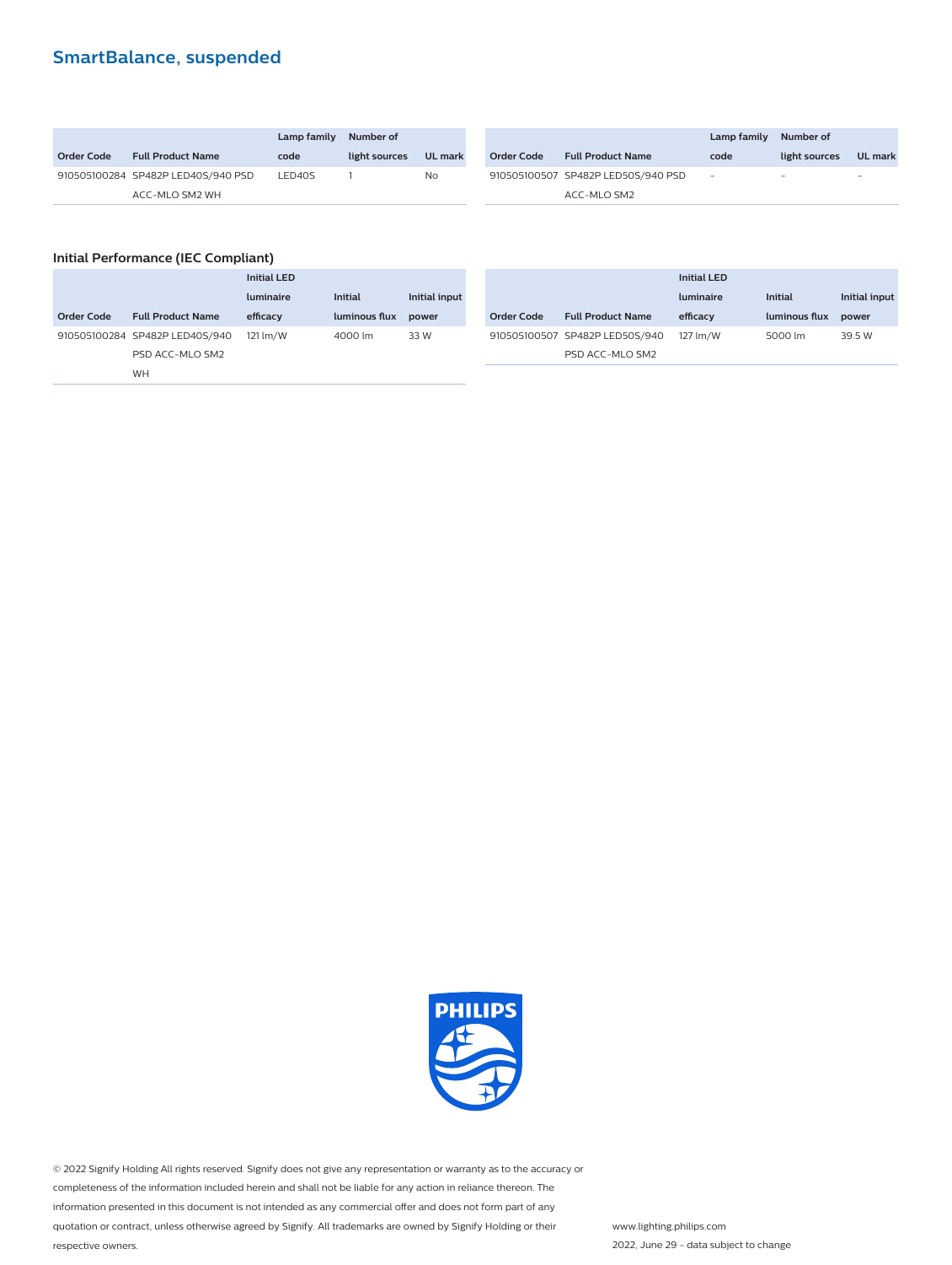## SmartBalance, suspended

| Order Code | Full Product Name | Lamp family code | Number of light sources | UL mark |
|---|---|---|---|---|
| 910505100284 | SP482P LED40S/940 PSD ACC-MLO SM2 WH | LED40S | 1 | No |

| Order Code | Full Product Name | Lamp family code | Number of light sources | UL mark |
|---|---|---|---|---|
| 910505100507 | SP482P LED50S/940 PSD ACC-MLO SM2 | - | - | - |

### Initial Performance (IEC Compliant)

| Order Code | Full Product Name | Initial LED luminaire efficacy | Initial luminous flux | Initial input power |
|---|---|---|---|---|
| 910505100284 | SP482P LED40S/940 PSD ACC-MLO SM2 WH | 121 lm/W | 4000 lm | 33 W |

| Order Code | Full Product Name | Initial LED luminaire efficacy | Initial luminous flux | Initial input power |
|---|---|---|---|---|
| 910505100507 | SP482P LED50S/940 PSD ACC-MLO SM2 | 127 lm/W | 5000 lm | 39.5 W |

© 2022 Signify Holding All rights reserved. Signify does not give any representation or warranty as to the accuracy or completeness of the information included herein and shall not be liable for any action in reliance thereon. The information presented in this document is not intended as any commercial offer and does not form part of any quotation or contract, unless otherwise agreed by Signify. All trademarks are owned by Signify Holding or their respective owners.

www.lighting.philips.com

2022, June 29 - data subject to change